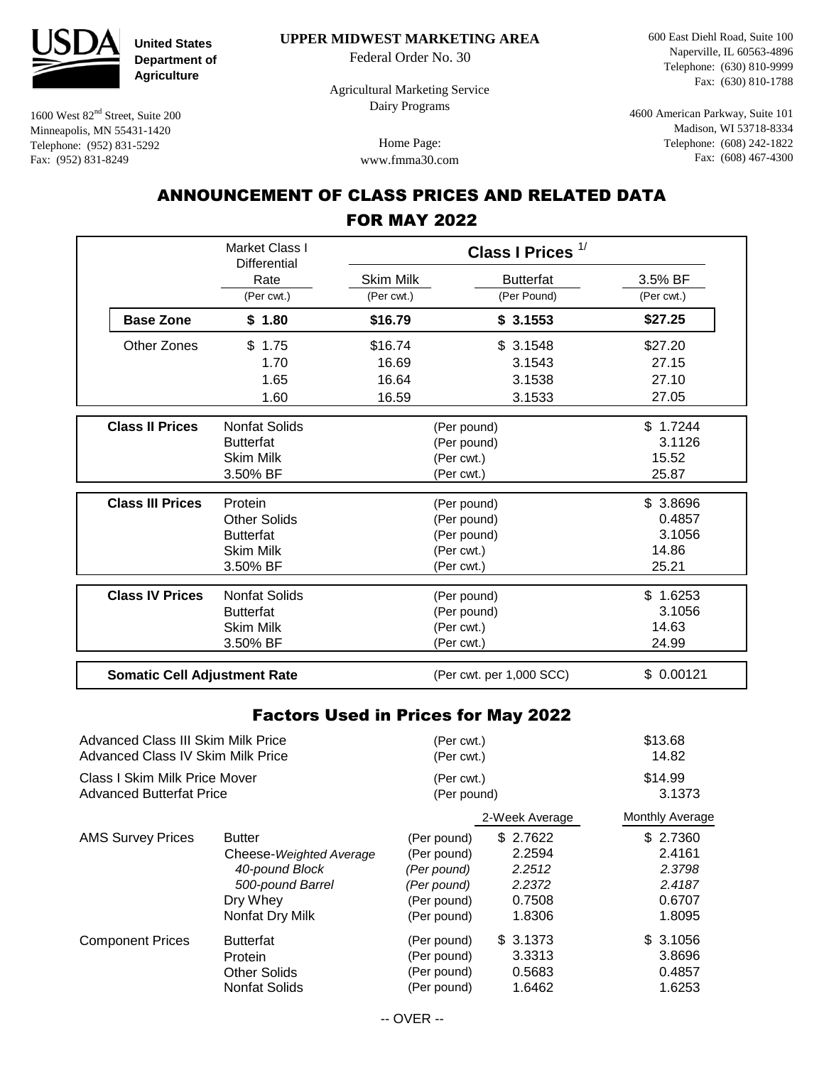**United States Department of Agriculture**

1600 West 82nd Street, Suite 200
Minneapolis, MN 55431-1420
Telephone: (952) 831-5292
Fax: (952) 831-8249

**UPPER MIDWEST MARKETING AREA**
Federal Order No. 30

Agricultural Marketing Service
Dairy Programs

Home Page:
www.fmma30.com

600 East Diehl Road, Suite 100
Naperville, IL 60563-4896
Telephone: (630) 810-9999
Fax: (630) 810-1788

4600 American Parkway, Suite 101
Madison, WI 53718-8334
Telephone: (608) 242-1822
Fax: (608) 467-4300

# ANNOUNCEMENT OF CLASS PRICES AND RELATED DATA FOR MAY 2022

| | Market Class I Differential Rate | Class I Prices [1/] | | |
|---|---|---|---|---|
| | (Per cwt.) | Skim Milk (Per cwt.) | Butterfat (Per Pound) | 3.5% BF (Per cwt.) |
| **Base Zone** | **$ 1.80** | **$16.79** | **$ 3.1553** | **$27.25** |
| Other Zones | $ 1.75 | $16.74 | $ 3.1548 | $27.20 |
| | 1.70 | 16.69 | 3.1543 | 27.15 |
| | 1.65 | 16.64 | 3.1538 | 27.10 |
| | 1.60 | 16.59 | 3.1533 | 27.05 |

| | | | |
|---|---|---|---|
| **Class II Prices** | Nonfat Solids | (Per pound) | $ 1.7244 |
| | Butterfat | (Per pound) | 3.1126 |
| | Skim Milk | (Per cwt.) | 15.52 |
| | 3.50% BF | (Per cwt.) | 25.87 |
| **Class III Prices** | Protein | (Per pound) | $ 3.8696 |
| | Other Solids | (Per pound) | 0.4857 |
| | Butterfat | (Per pound) | 3.1056 |
| | Skim Milk | (Per cwt.) | 14.86 |
| | 3.50% BF | (Per cwt.) | 25.21 |
| **Class IV Prices** | Nonfat Solids | (Per pound) | $ 1.6253 |
| | Butterfat | (Per pound) | 3.1056 |
| | Skim Milk | (Per cwt.) | 14.63 |
| | 3.50% BF | (Per cwt.) | 24.99 |
| **Somatic Cell Adjustment Rate** | | (Per cwt. per 1,000 SCC) | $ 0.00121 |

## Factors Used in Prices for May 2022

| | | | |
|---|---|---|---|
| Advanced Class III Skim Milk Price | (Per cwt.) | | $13.68 |
| Advanced Class IV Skim Milk Price | (Per cwt.) | | 14.82 |
| Class I Skim Milk Price Mover | (Per cwt.) | | $14.99 |
| Advanced Butterfat Price | (Per pound) | | 3.1373 |

| | | | 2-Week Average | Monthly Average |
|---|---|---|---|---|
| AMS Survey Prices | Butter | (Per pound) | $ 2.7622 | $ 2.7360 |
| | Cheese-*Weighted Average* | (Per pound) | 2.2594 | 2.4161 |
| | *40-pound Block* | *(Per pound)* | *2.2512* | *2.3798* |
| | *500-pound Barrel* | *(Per pound)* | *2.2372* | *2.4187* |
| | Dry Whey | (Per pound) | 0.7508 | 0.6707 |
| | Nonfat Dry Milk | (Per pound) | 1.8306 | 1.8095 |
| Component Prices | Butterfat | (Per pound) | $ 3.1373 | $ 3.1056 |
| | Protein | (Per pound) | 3.3313 | 3.8696 |
| | Other Solids | (Per pound) | 0.5683 | 0.4857 |
| | Nonfat Solids | (Per pound) | 1.6462 | 1.6253 |

-- OVER --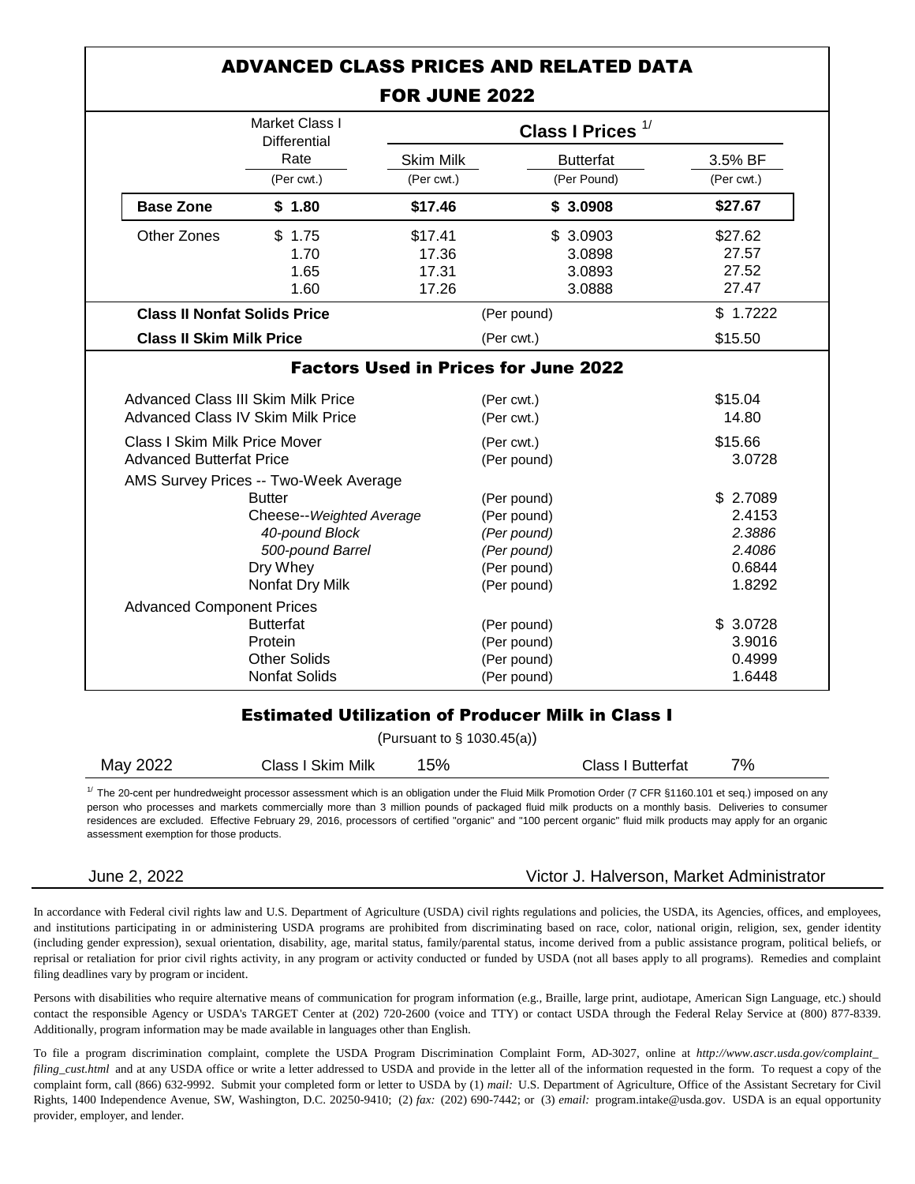# ADVANCED CLASS PRICES AND RELATED DATA FOR JUNE 2022

| | Market Class I Differential Rate (Per cwt.) | Class I Prices [1/] | | |
|---|---|---|---|---|
| | | Skim Milk (Per cwt.) | Butterfat (Per Pound) | 3.5% BF (Per cwt.) |
| **Base Zone** | **$ 1.80** | **$17.46** | **$ 3.0908** | **$27.67** |
| Other Zones | $ 1.75 | $17.41 | $ 3.0903 | $27.62 |
| | 1.70 | 17.36 | 3.0898 | 27.57 |
| | 1.65 | 17.31 | 3.0893 | 27.52 |
| | 1.60 | 17.26 | 3.0888 | 27.47 |
| **Class II Nonfat Solids Price** | | | (Per pound) | $ 1.7222 |
| **Class II Skim Milk Price** | | | (Per cwt.) | $15.50 |

## Factors Used in Prices for June 2022

| | | |
|---|---|---|
| Advanced Class III Skim Milk Price | (Per cwt.) | $15.04 |
| Advanced Class IV Skim Milk Price | (Per cwt.) | 14.80 |
| Class I Skim Milk Price Mover | (Per cwt.) | $15.66 |
| Advanced Butterfat Price | (Per pound) | 3.0728 |
| AMS Survey Prices -- Two-Week Average | | |
| Butter | (Per pound) | $ 2.7089 |
| Cheese--*Weighted Average* | (Per pound) | 2.4153 |
| *40-pound Block* | *(Per pound)* | *2.3886* |
| *500-pound Barrel* | *(Per pound)* | *2.4086* |
| Dry Whey | (Per pound) | 0.6844 |
| Nonfat Dry Milk | (Per pound) | 1.8292 |
| Advanced Component Prices | | |
| Butterfat | (Per pound) | $ 3.0728 |
| Protein | (Per pound) | 3.9016 |
| Other Solids | (Per pound) | 0.4999 |
| Nonfat Solids | (Per pound) | 1.6448 |

## Estimated Utilization of Producer Milk in Class I

(Pursuant to § 1030.45(a))

| | | | | |
|---|---|---|---|---|
| May 2022 | Class I Skim Milk | 15% | Class I Butterfat | 7% |

[1/] The 20-cent per hundredweight processor assessment which is an obligation under the Fluid Milk Promotion Order (7 CFR §1160.101 et seq.) imposed on any person who processes and markets commercially more than 3 million pounds of packaged fluid milk products on a monthly basis. Deliveries to consumer residences are excluded. Effective February 29, 2016, processors of certified "organic" and "100 percent organic" fluid milk products may apply for an organic assessment exemption for those products.

June 2, 2022 — Victor J. Halverson, Market Administrator

In accordance with Federal civil rights law and U.S. Department of Agriculture (USDA) civil rights regulations and policies, the USDA, its Agencies, offices, and employees, and institutions participating in or administering USDA programs are prohibited from discriminating based on race, color, national origin, religion, sex, gender identity (including gender expression), sexual orientation, disability, age, marital status, family/parental status, income derived from a public assistance program, political beliefs, or reprisal or retaliation for prior civil rights activity, in any program or activity conducted or funded by USDA (not all bases apply to all programs). Remedies and complaint filing deadlines vary by program or incident.

Persons with disabilities who require alternative means of communication for program information (e.g., Braille, large print, audiotape, American Sign Language, etc.) should contact the responsible Agency or USDA's TARGET Center at (202) 720-2600 (voice and TTY) or contact USDA through the Federal Relay Service at (800) 877-8339. Additionally, program information may be made available in languages other than English.

To file a program discrimination complaint, complete the USDA Program Discrimination Complaint Form, AD-3027, online at *http://www.ascr.usda.gov/complaint_filing_cust.html* and at any USDA office or write a letter addressed to USDA and provide in the letter all of the information requested in the form. To request a copy of the complaint form, call (866) 632-9992. Submit your completed form or letter to USDA by (1) *mail:* U.S. Department of Agriculture, Office of the Assistant Secretary for Civil Rights, 1400 Independence Avenue, SW, Washington, D.C. 20250-9410; (2) *fax:* (202) 690-7442; or (3) *email:* program.intake@usda.gov. USDA is an equal opportunity provider, employer, and lender.